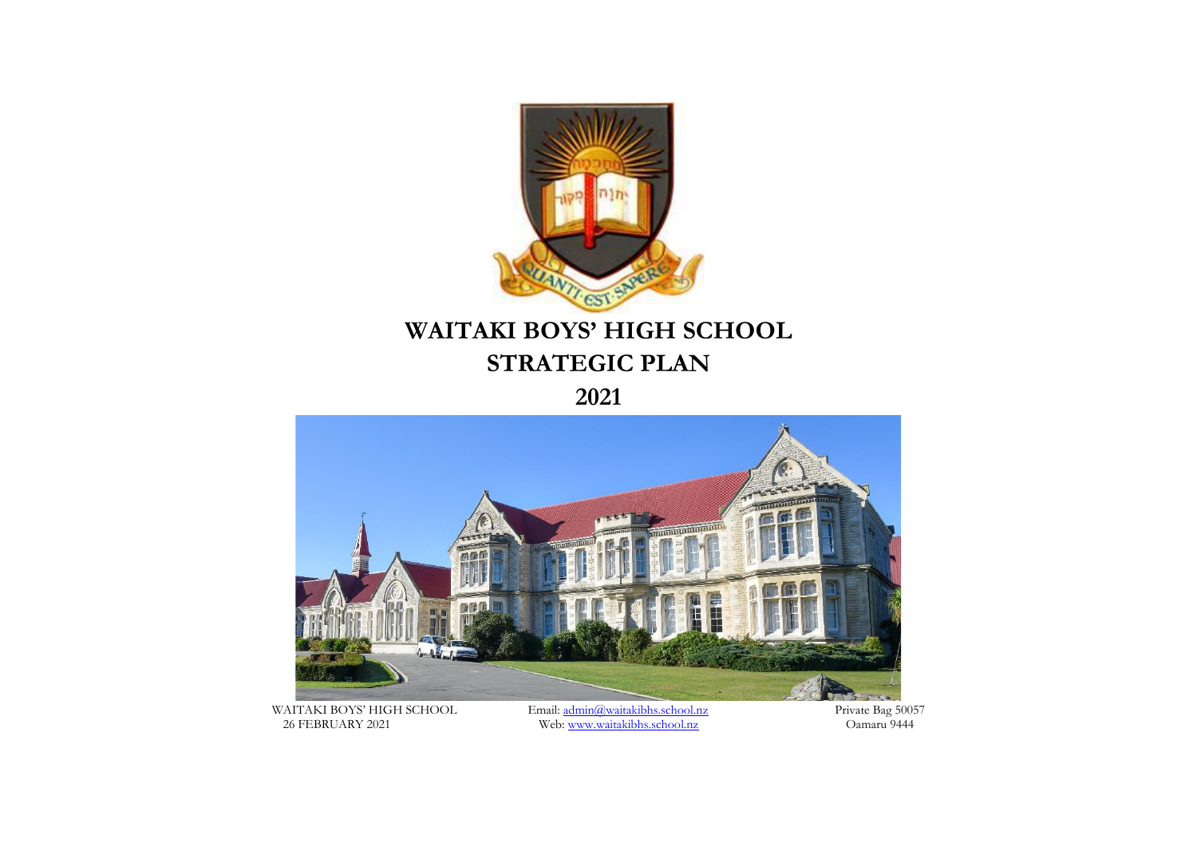# WAITAKI BOYS' HIGH SCHOOL
# STRATEGIC PLAN
# 2021

WAITAKI BOYS' HIGH SCHOOL
26 FEBRUARY 2021

Email: admin@waitakibhs.school.nz
Web: www.waitakibhs.school.nz

Private Bag 50057
Oamaru 9444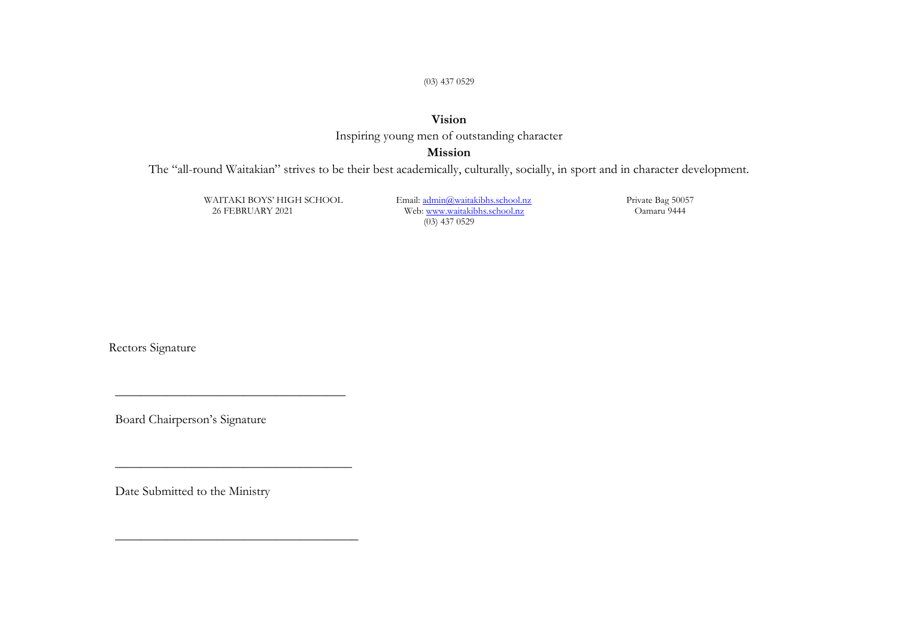(03) 437 0529

**Vision**

Inspiring young men of outstanding character

**Mission**

The "all-round Waitakian" strives to be their best academically, culturally, socially, in sport and in character development.

WAITAKI BOYS' HIGH SCHOOL
26 FEBRUARY 2021

Email: admin@waitakibhs.school.nz
Web: www.waitakibhs.school.nz
(03) 437 0529

Private Bag 50057
Oamaru 9444

Rectors Signature

___________________________________

Board Chairperson's Signature

___________________________________

Date Submitted to the Ministry

___________________________________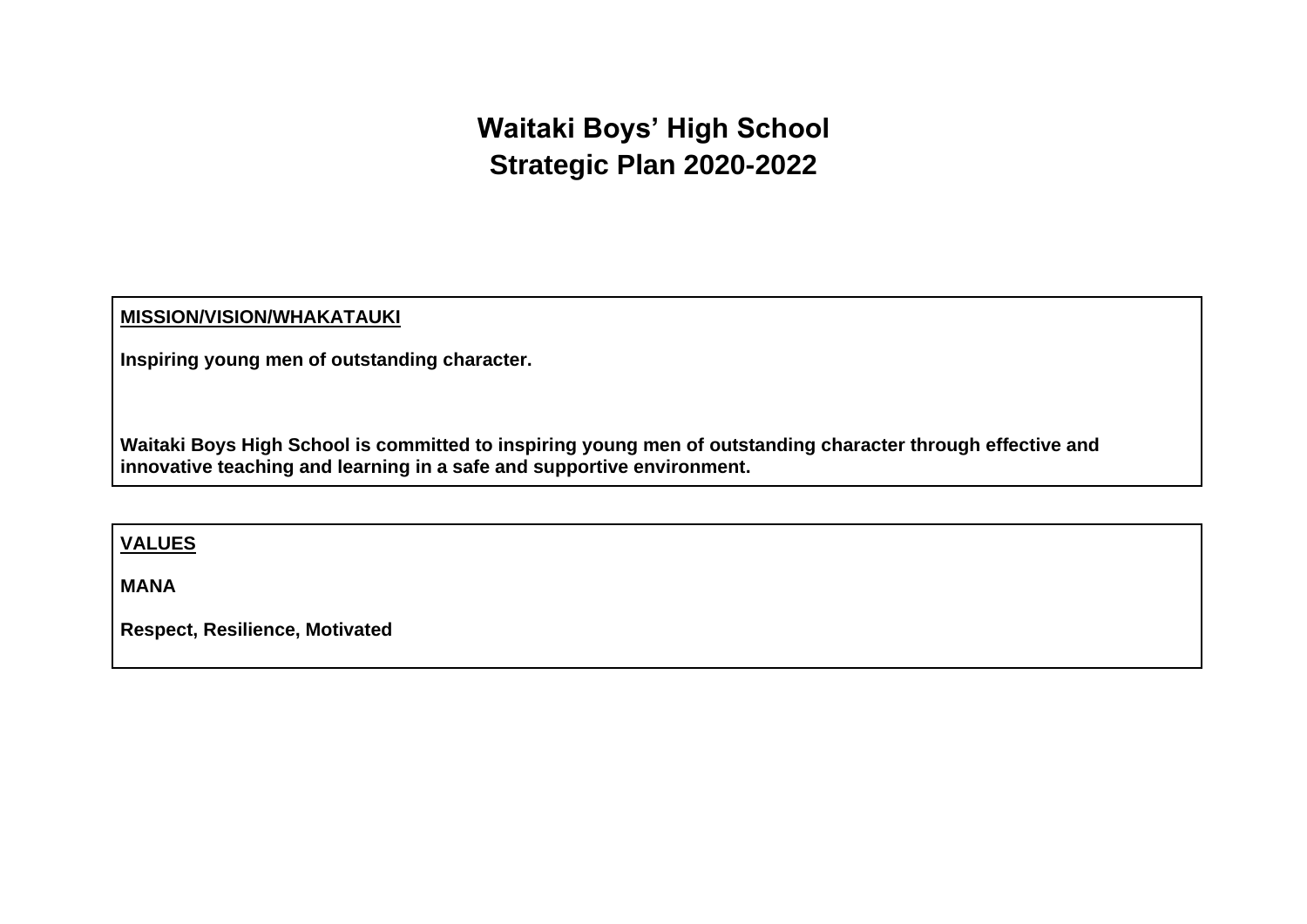# Waitaki Boys' High School
# Strategic Plan 2020-2022

**MISSION/VISION/WHAKATAUKI**

**Inspiring young men of outstanding character.**

**Waitaki Boys High School is committed to inspiring young men of outstanding character through effective and innovative teaching and learning in a safe and supportive environment.**

**VALUES**

**MANA**

**Respect, Resilience, Motivated**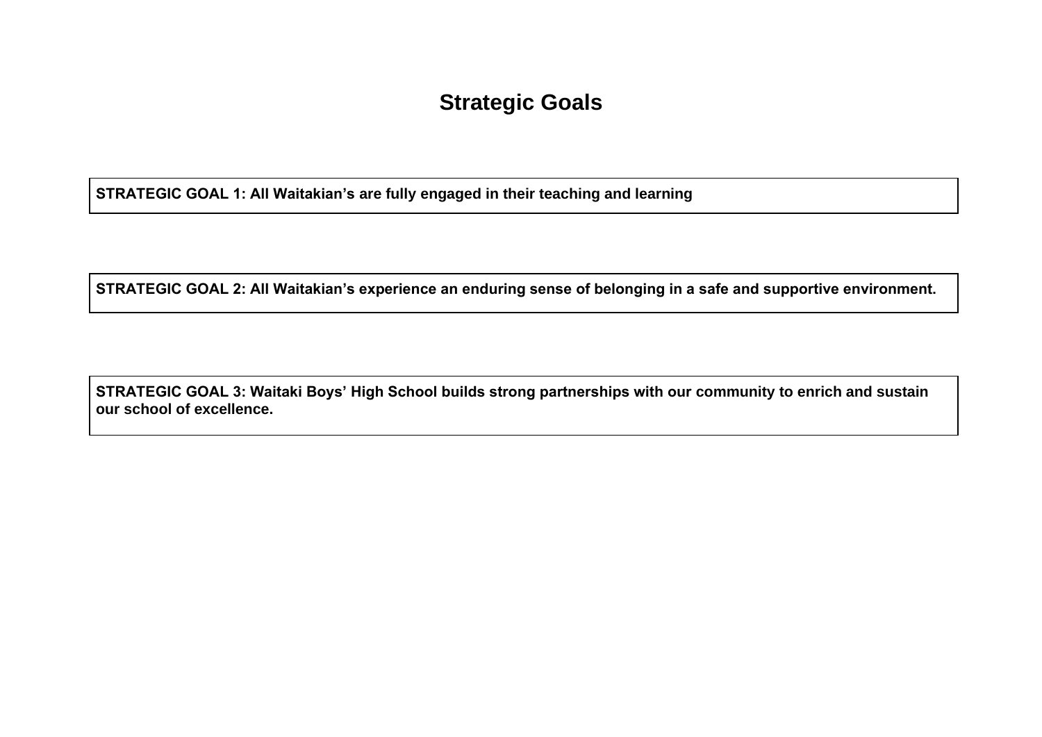# Strategic Goals

**STRATEGIC GOAL 1: All Waitakian's are fully engaged in their teaching and learning**

**STRATEGIC GOAL 2: All Waitakian's experience an enduring sense of belonging in a safe and supportive environment.**

**STRATEGIC GOAL 3: Waitaki Boys' High School builds strong partnerships with our community to enrich and sustain our school of excellence.**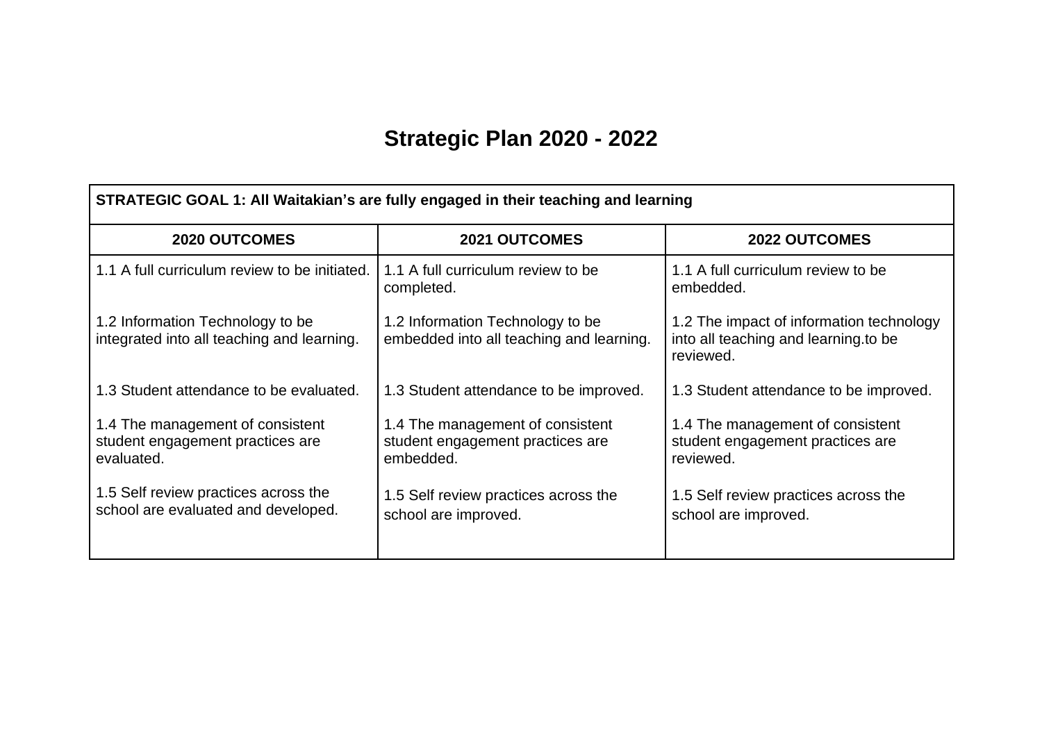# Strategic Plan 2020 - 2022

| **STRATEGIC GOAL 1: All Waitakian's are fully engaged in their teaching and learning** | | |
|---|---|---|
| **2020 OUTCOMES** | **2021 OUTCOMES** | **2022 OUTCOMES** |
| 1.1 A full curriculum review to be initiated. | 1.1 A full curriculum review to be completed. | 1.1 A full curriculum review to be embedded. |
| 1.2 Information Technology to be integrated into all teaching and learning. | 1.2 Information Technology to be embedded into all teaching and learning. | 1.2 The impact of information technology into all teaching and learning.to be reviewed. |
| 1.3 Student attendance to be evaluated. | 1.3 Student attendance to be improved. | 1.3 Student attendance to be improved. |
| 1.4 The management of consistent student engagement practices are evaluated. | 1.4 The management of consistent student engagement practices are embedded. | 1.4 The management of consistent student engagement practices are reviewed. |
| 1.5 Self review practices across the school are evaluated and developed. | 1.5 Self review practices across the school are improved. | 1.5 Self review practices across the school are improved. |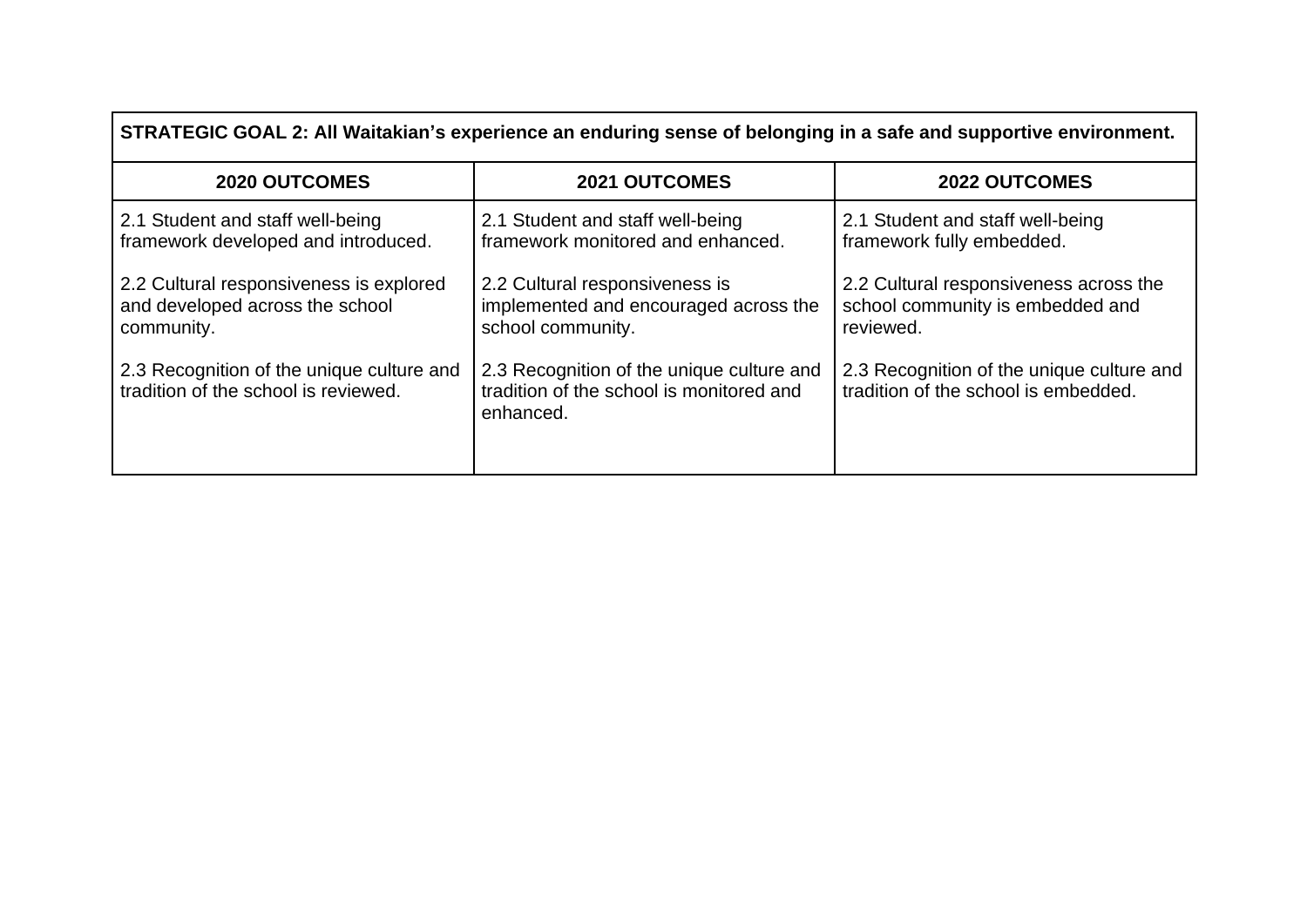| STRATEGIC GOAL 2: All Waitakian's experience an enduring sense of belonging in a safe and supportive environment. | | |
|---|---|---|
| **2020 OUTCOMES** | **2021 OUTCOMES** | **2022 OUTCOMES** |
| 2.1 Student and staff well-being framework developed and introduced.<br><br>2.2 Cultural responsiveness is explored and developed across the school community.<br><br>2.3 Recognition of the unique culture and tradition of the school is reviewed. | 2.1 Student and staff well-being framework monitored and enhanced.<br><br>2.2 Cultural responsiveness is implemented and encouraged across the school community.<br><br>2.3 Recognition of the unique culture and tradition of the school is monitored and enhanced. | 2.1 Student and staff well-being framework fully embedded.<br><br>2.2 Cultural responsiveness across the school community is embedded and reviewed.<br><br>2.3 Recognition of the unique culture and tradition of the school is embedded. |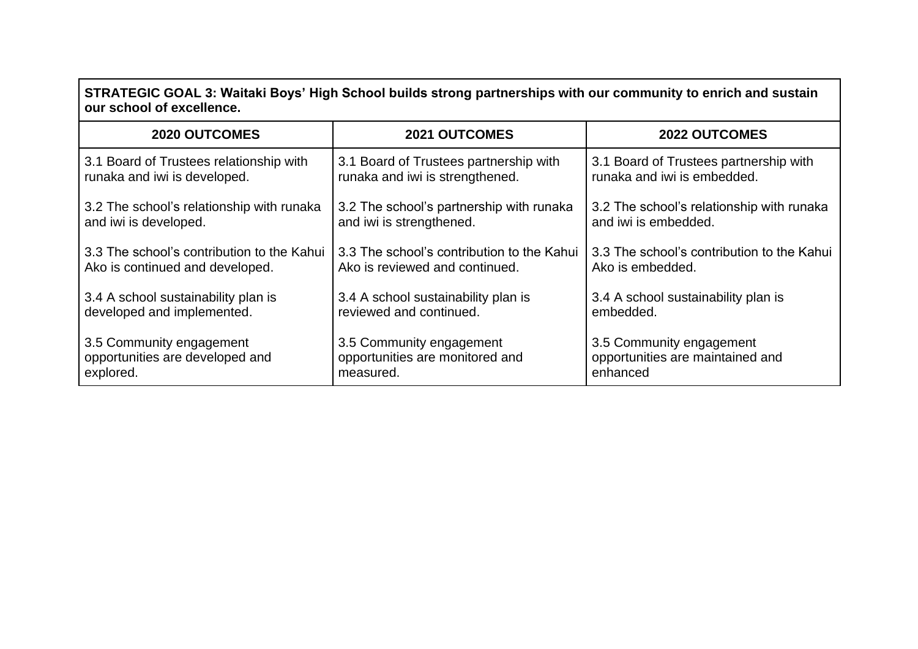| **STRATEGIC GOAL 3: Waitaki Boys' High School builds strong partnerships with our community to enrich and sustain our school of excellence.** | | |
|---|---|---|
| **2020 OUTCOMES** | **2021 OUTCOMES** | **2022 OUTCOMES** |
| 3.1 Board of Trustees relationship with runaka and iwi is developed.<br><br>3.2 The school's relationship with runaka and iwi is developed.<br><br>3.3 The school's contribution to the Kahui Ako is continued and developed.<br><br>3.4 A school sustainability plan is developed and implemented.<br><br>3.5 Community engagement opportunities are developed and explored. | 3.1 Board of Trustees partnership with runaka and iwi is strengthened.<br><br>3.2 The school's partnership with runaka and iwi is strengthened.<br><br>3.3 The school's contribution to the Kahui Ako is reviewed and continued.<br><br>3.4 A school sustainability plan is reviewed and continued.<br><br>3.5 Community engagement opportunities are monitored and measured. | 3.1 Board of Trustees partnership with runaka and iwi is embedded.<br><br>3.2 The school's relationship with runaka and iwi is embedded.<br><br>3.3 The school's contribution to the Kahui Ako is embedded.<br><br>3.4 A school sustainability plan is embedded.<br><br>3.5 Community engagement opportunities are maintained and enhanced |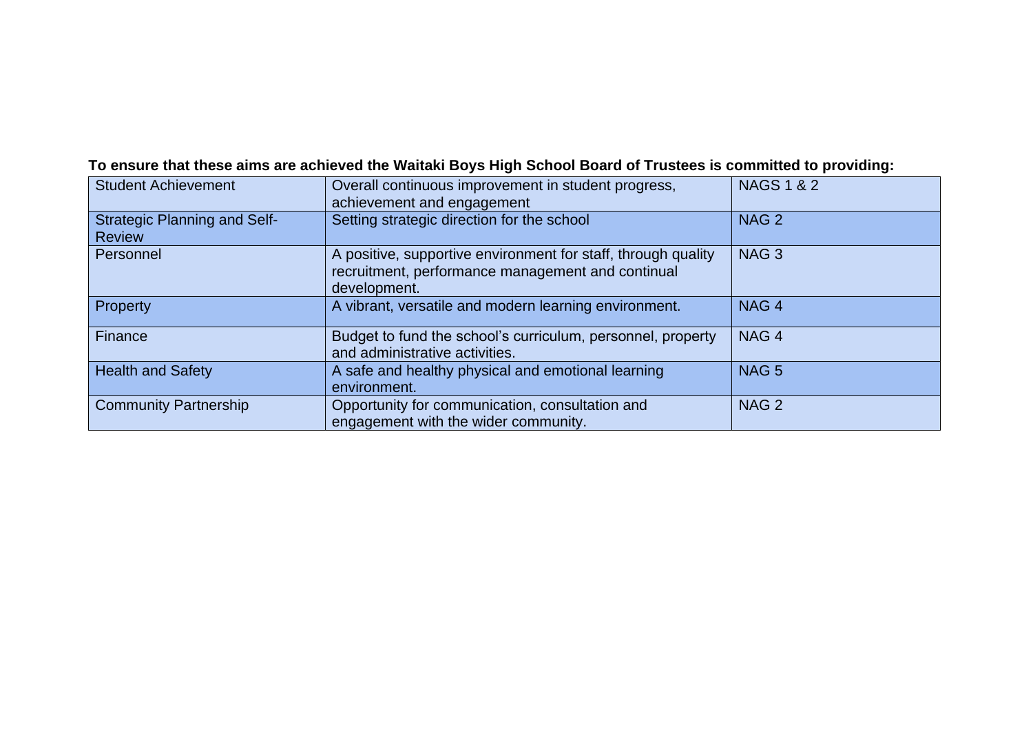**To ensure that these aims are achieved the Waitaki Boys High School Board of Trustees is committed to providing:**

| Student Achievement | Overall continuous improvement in student progress, achievement and engagement | NAGS 1 & 2 |
|---|---|---|
| Strategic Planning and Self-Review | Setting strategic direction for the school | NAG 2 |
| Personnel | A positive, supportive environment for staff, through quality recruitment, performance management and continual development. | NAG 3 |
| Property | A vibrant, versatile and modern learning environment. | NAG 4 |
| Finance | Budget to fund the school's curriculum, personnel, property and administrative activities. | NAG 4 |
| Health and Safety | A safe and healthy physical and emotional learning environment. | NAG 5 |
| Community Partnership | Opportunity for communication, consultation and engagement with the wider community. | NAG 2 |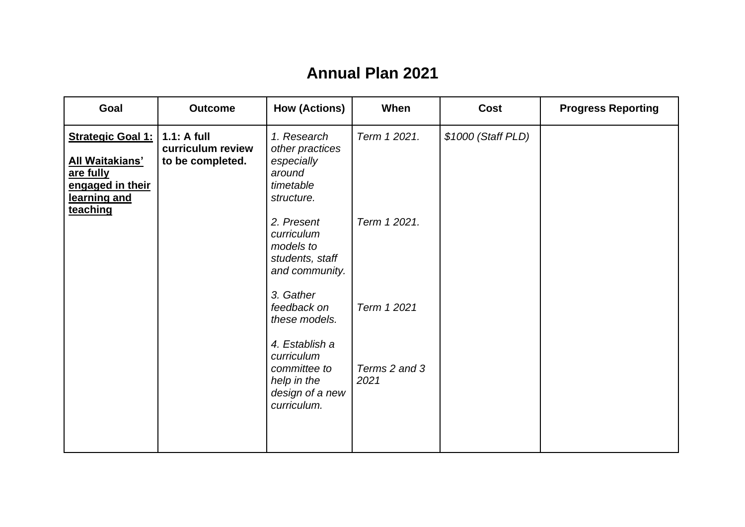# Annual Plan 2021

| Goal | Outcome | How (Actions) | When | Cost | Progress Reporting |
|---|---|---|---|---|---|
| **Strategic Goal 1:** **All Waitakians' are fully engaged in their learning and teaching** | **1.1: A full curriculum review to be completed.** | *1. Research other practices especially around timetable structure.* | *Term 1 2021.* | *$1000 (Staff PLD)* | |
| | | *2. Present curriculum models to students, staff and community.* | *Term 1 2021.* | | |
| | | *3. Gather feedback on these models.* | *Term 1 2021* | | |
| | | *4. Establish a curriculum committee to help in the design of a new curriculum.* | *Terms 2 and 3 2021* | | |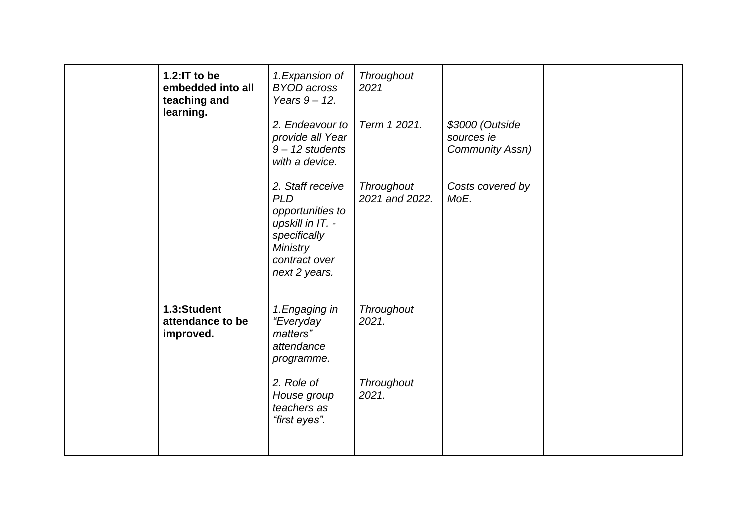| | | | | | |
|---|---|---|---|---|---|
| | **1.2:IT to be embedded into all teaching and learning.** | *1.Expansion of BYOD across Years 9 – 12.* | *Throughout 2021* | | |
| | | *2. Endeavour to provide all Year 9 – 12 students with a device.* | *Term 1 2021.* | *$3000 (Outside sources ie Community Assn)* | |
| | | *2. Staff receive PLD opportunities to upskill in IT. - specifically Ministry contract over next 2 years.* | *Throughout 2021 and 2022.* | *Costs covered by MoE.* | |
| | **1.3:Student attendance to be improved.** | *1.Engaging in "Everyday matters" attendance programme.* | *Throughout 2021.* | | |
| | | *2. Role of House group teachers as "first eyes".* | *Throughout 2021.* | | |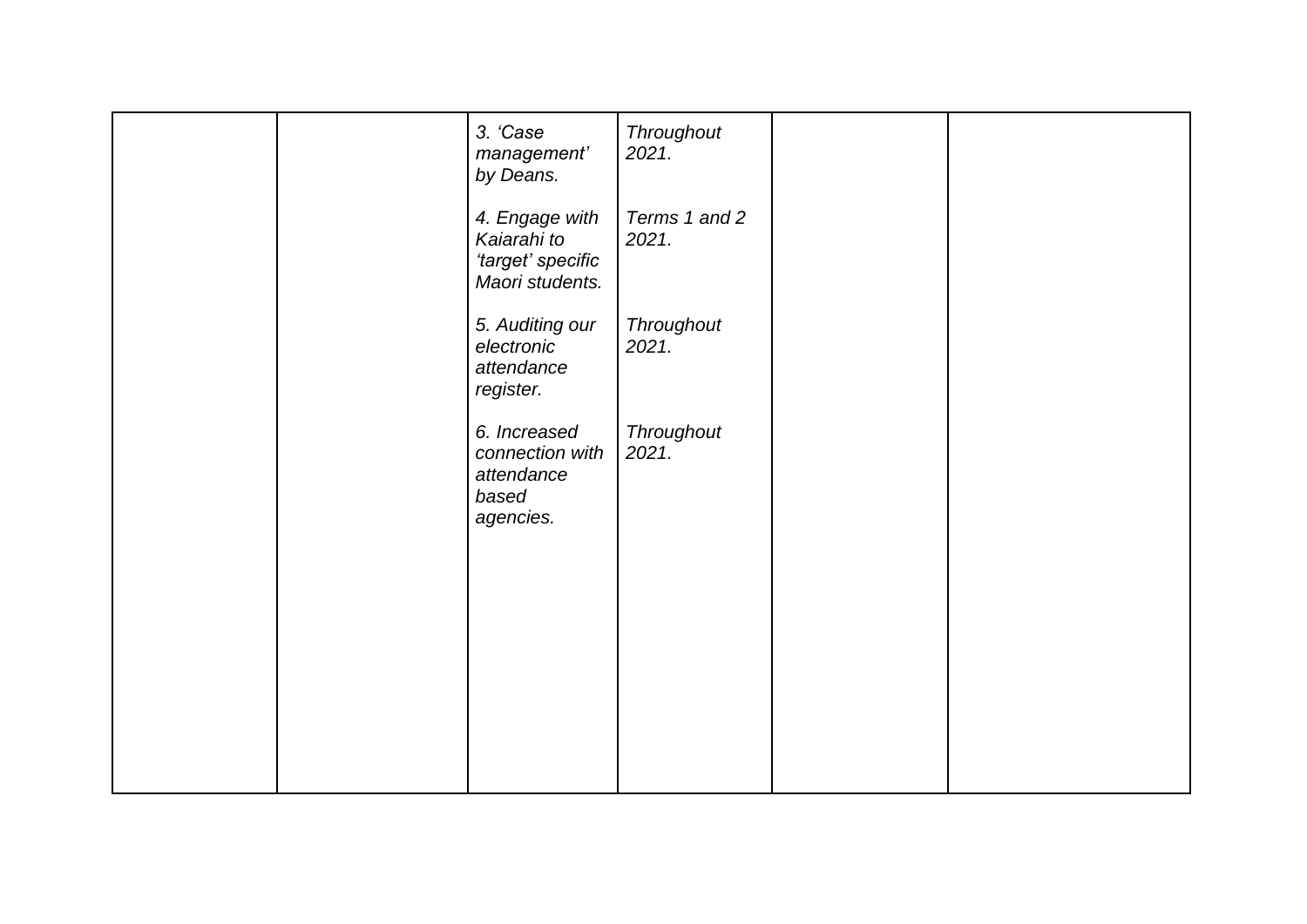|  |  |  |  |  |  |
|---|---|---|---|---|---|
|  |  | *3. 'Case management' by Deans.*<br><br>*4. Engage with Kaiarahi to 'target' specific Maori students.*<br><br>*5. Auditing our electronic attendance register.*<br><br>*6. Increased connection with attendance based agencies.* | *Throughout 2021.*<br><br>*Terms 1 and 2 2021.*<br><br>*Throughout 2021.*<br><br>*Throughout 2021.* |  |  |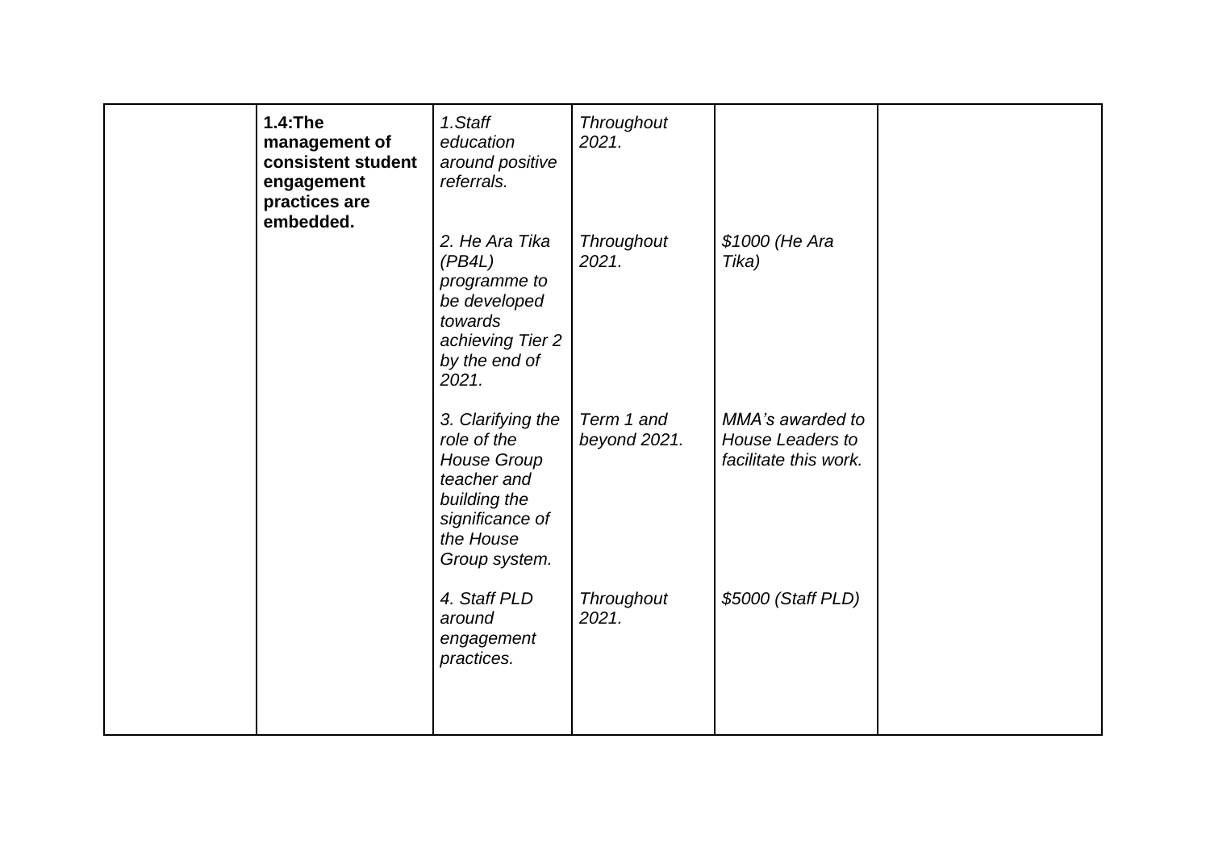| | | | | | |
|---|---|---|---|---|---|
| | **1.4:The management of consistent student engagement practices are embedded.** | *1.Staff education around positive referrals.* | *Throughout 2021.* | | |
| | | *2. He Ara Tika (PB4L) programme to be developed towards achieving Tier 2 by the end of 2021.* | *Throughout 2021.* | *$1000 (He Ara Tika)* | |
| | | *3. Clarifying the role of the House Group teacher and building the significance of the House Group system.* | *Term 1 and beyond 2021.* | *MMA's awarded to House Leaders to facilitate this work.* | |
| | | *4. Staff PLD around engagement practices.* | *Throughout 2021.* | *$5000 (Staff PLD)* | |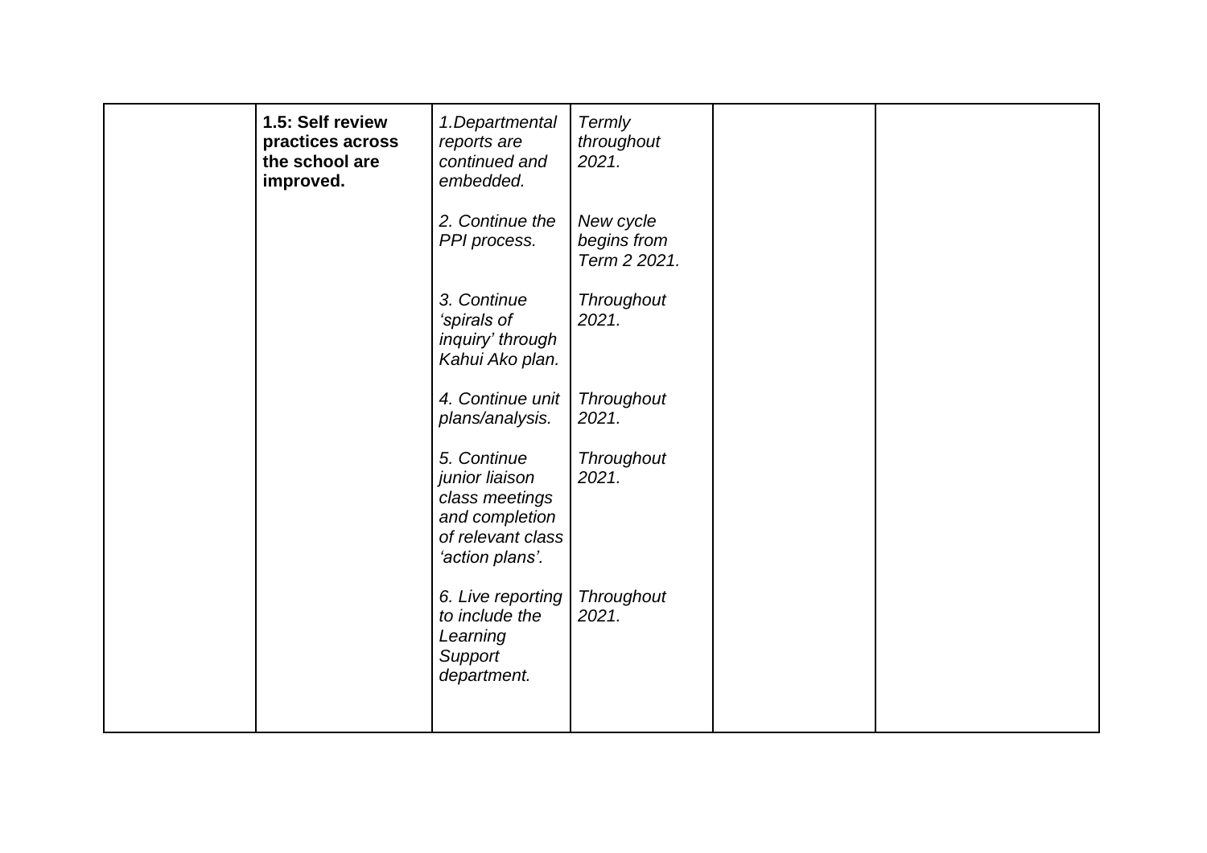| | | | | | |
|---|---|---|---|---|---|
| | **1.5: Self review practices across the school are improved.** | *1.Departmental reports are continued and embedded.* | *Termly throughout 2021.* | | |
| | | *2. Continue the PPI process.* | *New cycle begins from Term 2 2021.* | | |
| | | *3. Continue 'spirals of inquiry' through Kahui Ako plan.* | *Throughout 2021.* | | |
| | | *4. Continue unit plans/analysis.* | *Throughout 2021.* | | |
| | | *5. Continue junior liaison class meetings and completion of relevant class 'action plans'.* | *Throughout 2021.* | | |
| | | *6. Live reporting to include the Learning Support department.* | *Throughout 2021.* | | |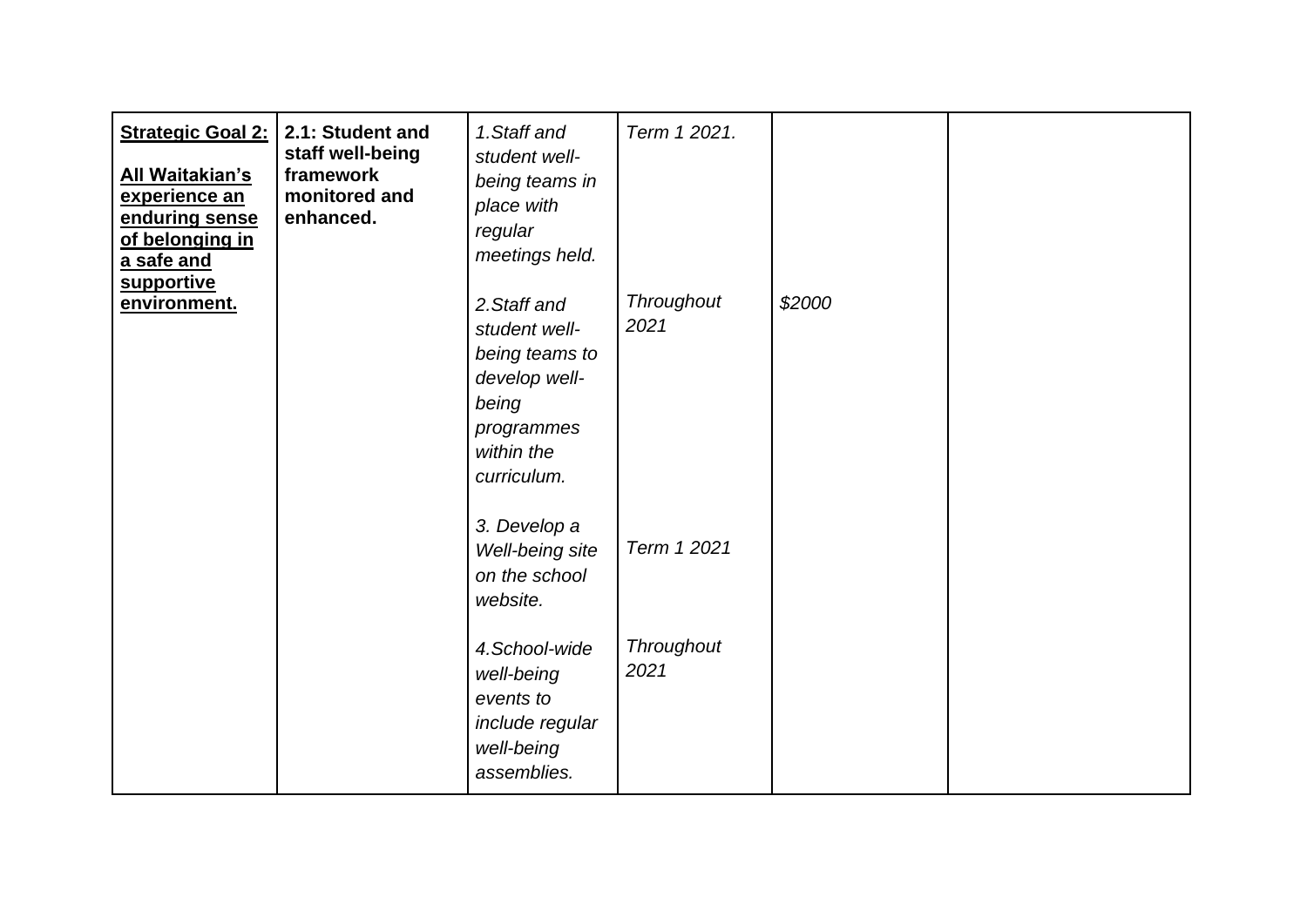| **Strategic Goal 2:** **All Waitakian's experience an enduring sense of belonging in a safe and supportive environment.** | **2.1: Student and staff well-being framework monitored and enhanced.** | *1.Staff and student well-being teams in place with regular meetings held.* | *Term 1 2021.* | | |
|---|---|---|---|---|---|
| | | *2.Staff and student well-being teams to develop well-being programmes within the curriculum.* | *Throughout 2021* | *$2000* | |
| | | *3. Develop a Well-being site on the school website.* | *Term 1 2021* | | |
| | | *4.School-wide well-being events to include regular well-being assemblies.* | *Throughout 2021* | | |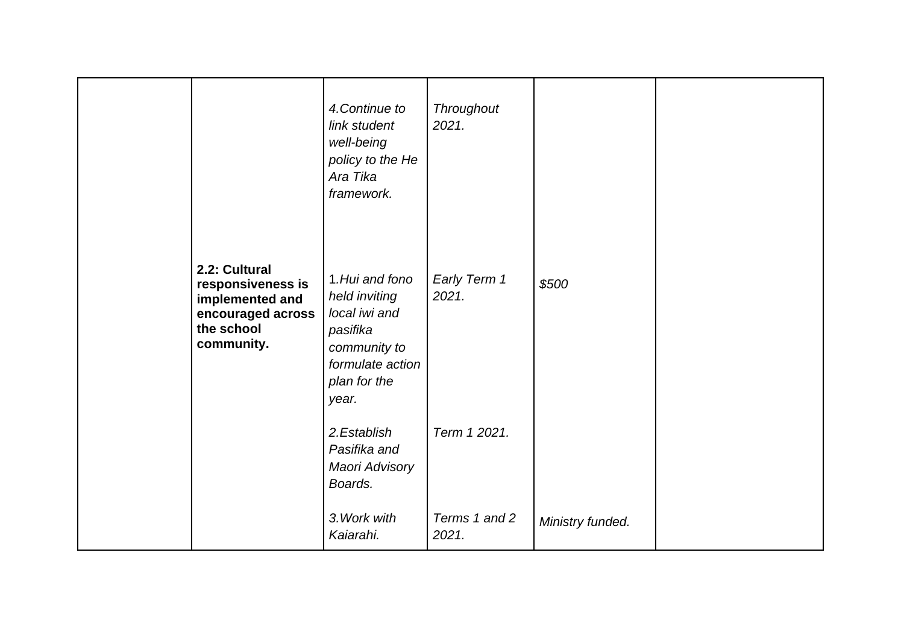| | | | | | |
|---|---|---|---|---|---|
| | | *4.Continue to link student well-being policy to the He Ara Tika framework.* | *Throughout 2021.* | | |
| | **2.2: Cultural responsiveness is implemented and encouraged across the school community.** | 1.*Hui and fono held inviting local iwi and pasifika community to formulate action plan for the year.* | *Early Term 1 2021.* | *$500* | |
| | | *2.Establish Pasifika and Maori Advisory Boards.* | *Term 1 2021.* | | |
| | | *3.Work with Kaiarahi.* | *Terms 1 and 2 2021.* | *Ministry funded.* | |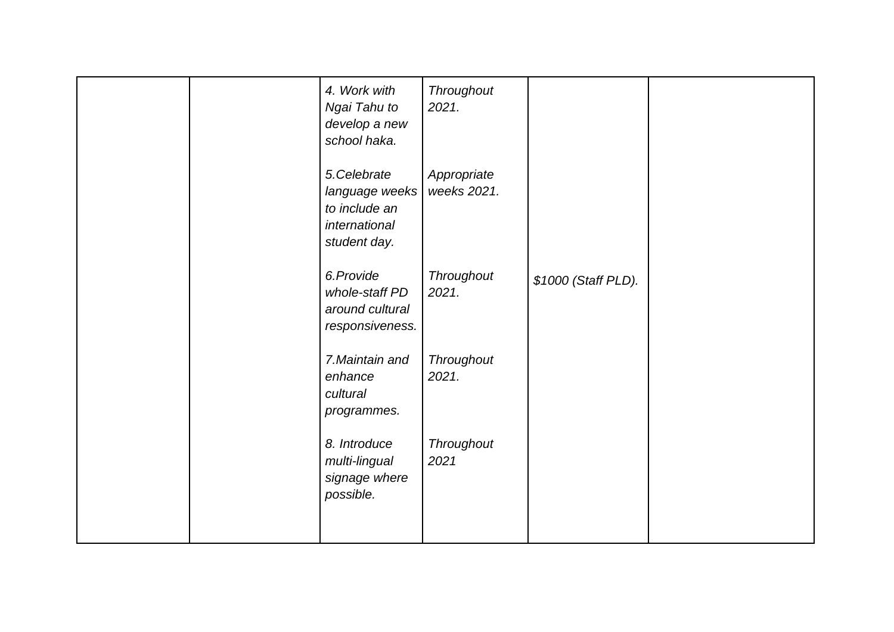| | | | | | |
|---|---|---|---|---|---|
| | | *4. Work with Ngai Tahu to develop a new school haka.* | *Throughout 2021.* | | |
| | | *5.Celebrate language weeks to include an international student day.* | *Appropriate weeks 2021.* | | |
| | | *6.Provide whole-staff PD around cultural responsiveness.* | *Throughout 2021.* | *$1000 (Staff PLD).* | |
| | | *7.Maintain and enhance cultural programmes.* | *Throughout 2021.* | | |
| | | *8. Introduce multi-lingual signage where possible.* | *Throughout 2021* | | |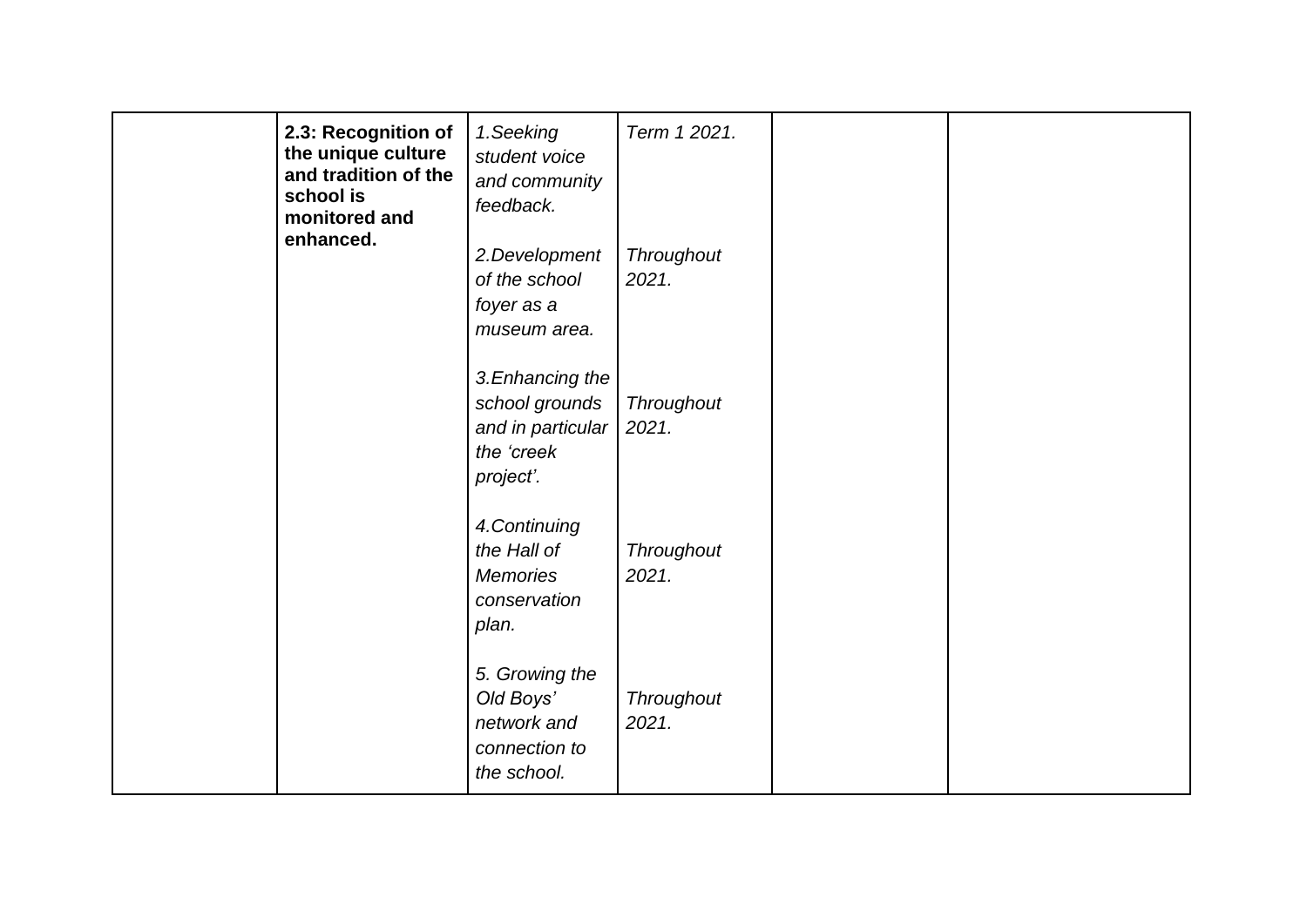|  |  |  |  |  |  |
|---|---|---|---|---|---|
|  | **2.3: Recognition of the unique culture and tradition of the school is monitored and enhanced.** | *1.Seeking student voice and community feedback.*<br><br>*2.Development of the school foyer as a museum area.*<br><br>*3.Enhancing the school grounds and in particular the 'creek project'.*<br><br>*4.Continuing the Hall of Memories conservation plan.*<br><br>*5. Growing the Old Boys' network and connection to the school.* | *Term 1 2021.*<br><br>*Throughout 2021.*<br><br>*Throughout 2021.*<br><br>*Throughout 2021.*<br><br>*Throughout 2021.* |  |  |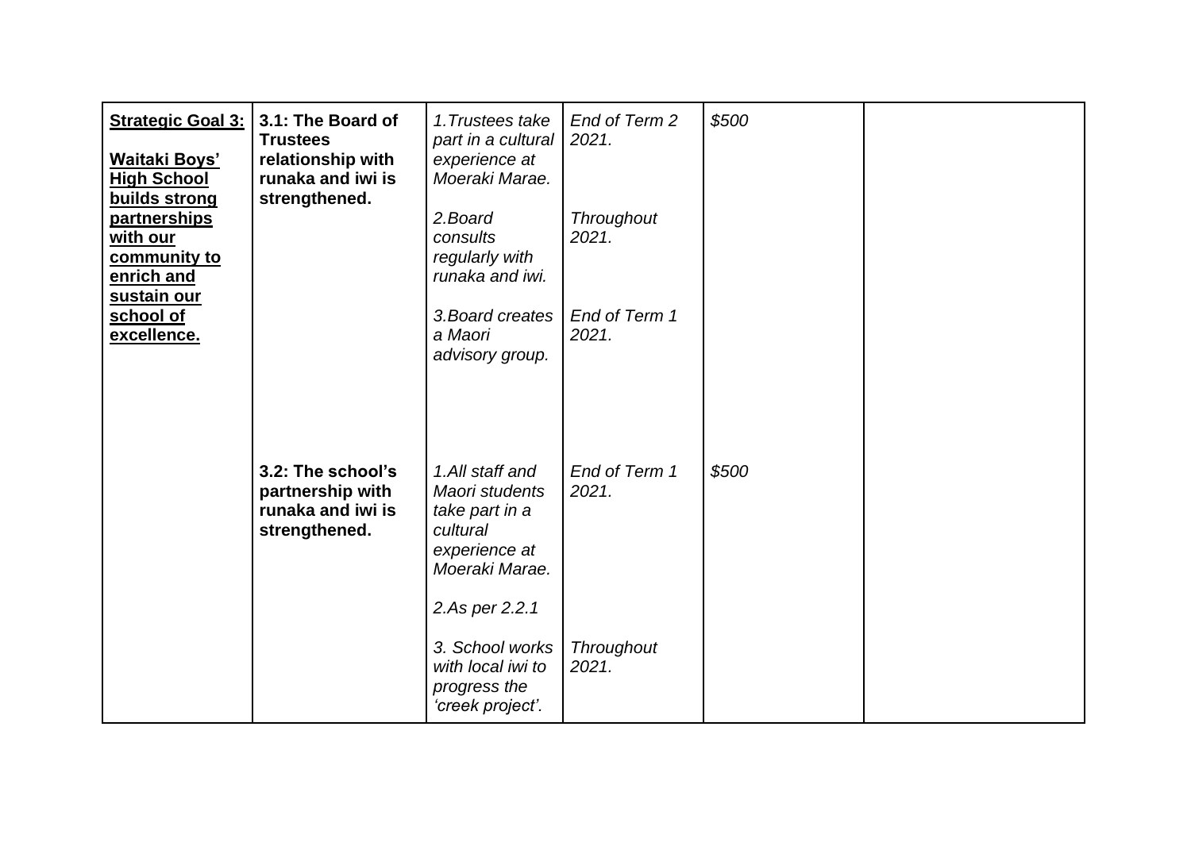| **Strategic Goal 3:**<br><br>**Waitaki Boys' High School builds strong partnerships with our community to enrich and sustain our school of excellence.** | **3.1: The Board of Trustees relationship with runaka and iwi is strengthened.** | *1.Trustees take part in a cultural experience at Moeraki Marae.*<br><br>*2.Board consults regularly with runaka and iwi.*<br><br>*3.Board creates a Maori advisory group.* | *End of Term 2 2021.*<br><br>*Throughout 2021.*<br><br>*End of Term 1 2021.* | *$500* | |
|---|---|---|---|---|---|
| | **3.2: The school's partnership with runaka and iwi is strengthened.** | *1.All staff and Maori students take part in a cultural experience at Moeraki Marae.*<br><br>*2.As per 2.2.1*<br><br>*3. School works with local iwi to progress the 'creek project'.* | *End of Term 1 2021.*<br><br><br><br>*Throughout 2021.* | *$500* | |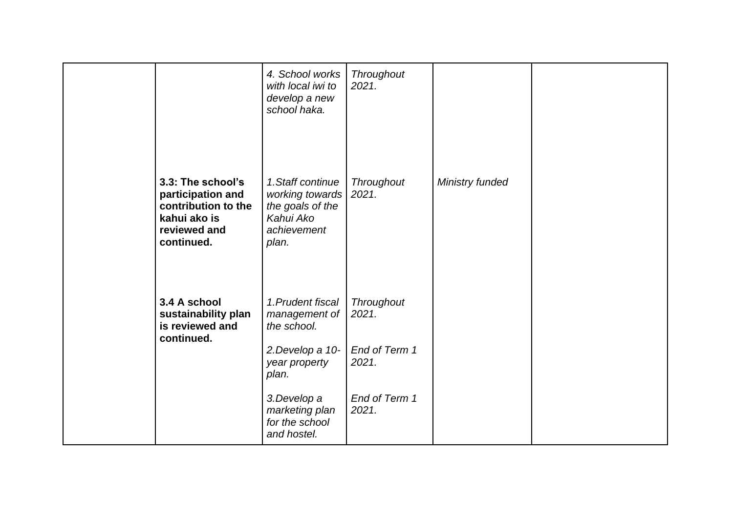| | | | | | |
|---|---|---|---|---|---|
| | | *4. School works with local iwi to develop a new school haka.* | *Throughout 2021.* | | |
| | **3.3: The school's participation and contribution to the kahui ako is reviewed and continued.** | *1.Staff continue working towards the goals of the Kahui Ako achievement plan.* | *Throughout 2021.* | *Ministry funded* | |
| | **3.4 A school sustainability plan is reviewed and continued.** | *1.Prudent fiscal management of the school.* | *Throughout 2021.* | | |
| | | *2.Develop a 10-year property plan.* | *End of Term 1 2021.* | | |
| | | *3.Develop a marketing plan for the school and hostel.* | *End of Term 1 2021.* | | |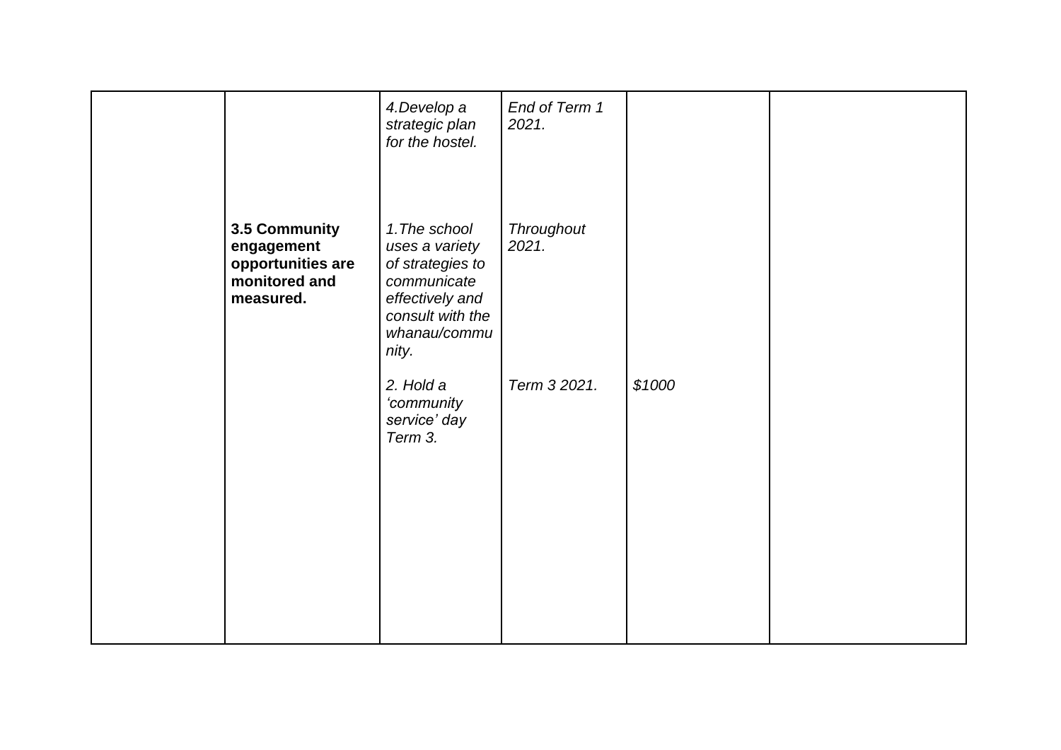| | | | | | |
|---|---|---|---|---|---|
| | | *4.Develop a strategic plan for the hostel.* | *End of Term 1 2021.* | | |
| | **3.5 Community engagement opportunities are monitored and measured.** | *1.The school uses a variety of strategies to communicate effectively and consult with the whanau/community.* | *Throughout 2021.* | | |
| | | *2. Hold a 'community service' day Term 3.* | *Term 3 2021.* | *$1000* | |